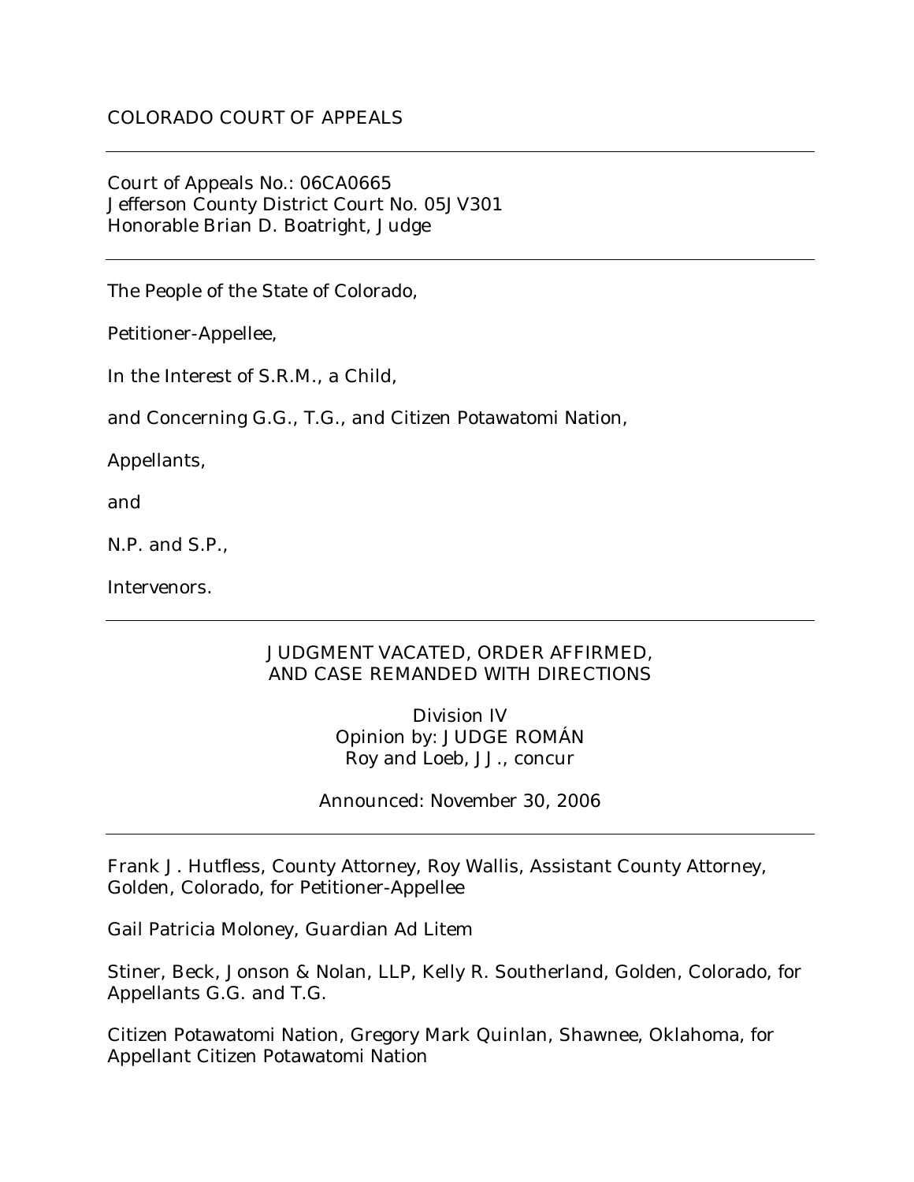COLORADO COURT OF APPEALS

---

Court of Appeals No.: 06CA0665
Jefferson County District Court No. 05JV301
Honorable Brian D. Boatright, Judge

---

The People of the State of Colorado,

Petitioner-Appellee,

In the Interest of S.R.M., a Child,

and Concerning G.G., T.G., and Citizen Potawatomi Nation,

Appellants,

and

N.P. and S.P.,

Intervenors.

---

JUDGMENT VACATED, ORDER AFFIRMED,
AND CASE REMANDED WITH DIRECTIONS

Division IV
Opinion by: JUDGE ROMÁN
Roy and Loeb, JJ., concur

Announced: November 30, 2006

---

Frank J. Hutfless, County Attorney, Roy Wallis, Assistant County Attorney, Golden, Colorado, for Petitioner-Appellee

Gail Patricia Moloney, Guardian Ad Litem

Stiner, Beck, Jonson & Nolan, LLP, Kelly R. Southerland, Golden, Colorado, for Appellants G.G. and T.G.

Citizen Potawatomi Nation, Gregory Mark Quinlan, Shawnee, Oklahoma, for Appellant Citizen Potawatomi Nation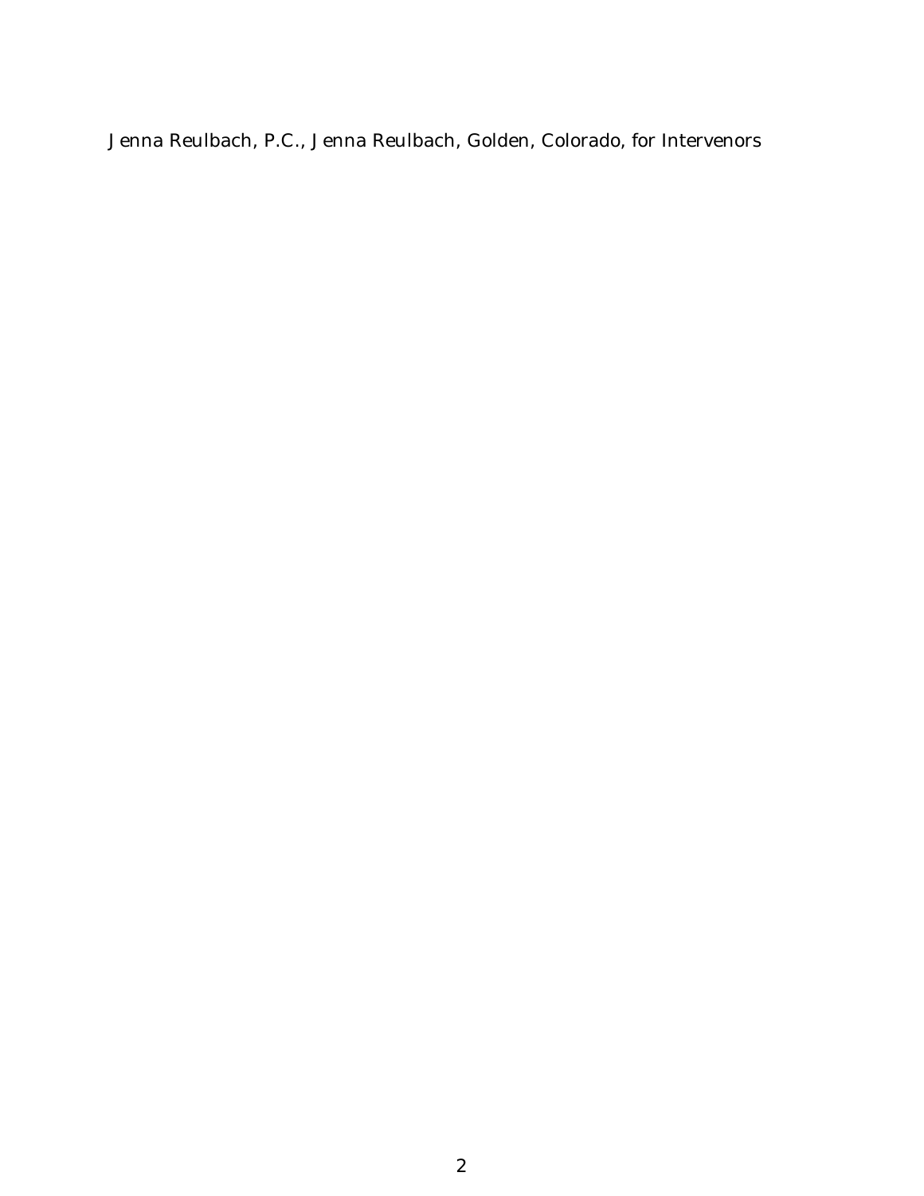Jenna Reulbach, P.C., Jenna Reulbach, Golden, Colorado, for Intervenors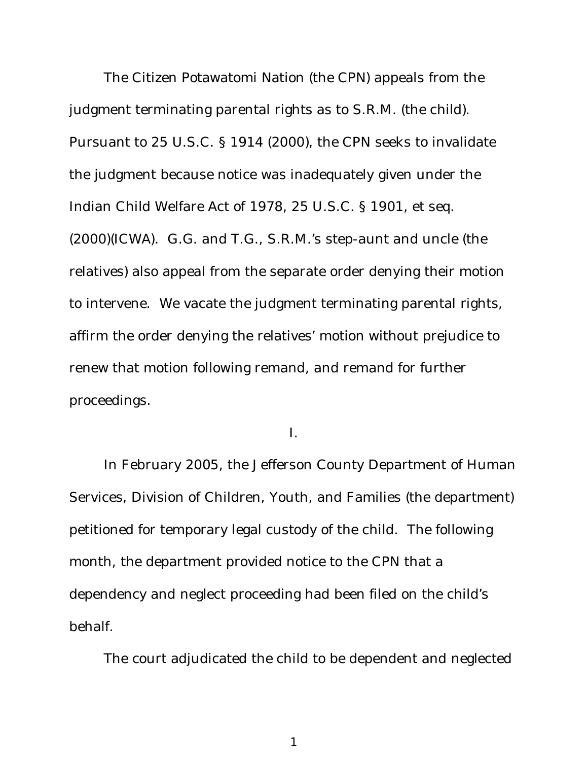The Citizen Potawatomi Nation (the CPN) appeals from the judgment terminating parental rights as to S.R.M. (the child). Pursuant to 25 U.S.C. § 1914 (2000), the CPN seeks to invalidate the judgment because notice was inadequately given under the Indian Child Welfare Act of 1978, 25 U.S.C. § 1901, et seq. (2000)(ICWA). G.G. and T.G., S.R.M.'s step-aunt and uncle (the relatives) also appeal from the separate order denying their motion to intervene. We vacate the judgment terminating parental rights, affirm the order denying the relatives' motion without prejudice to renew that motion following remand, and remand for further proceedings.

I.

In February 2005, the Jefferson County Department of Human Services, Division of Children, Youth, and Families (the department) petitioned for temporary legal custody of the child. The following month, the department provided notice to the CPN that a dependency and neglect proceeding had been filed on the child's behalf.

The court adjudicated the child to be dependent and neglected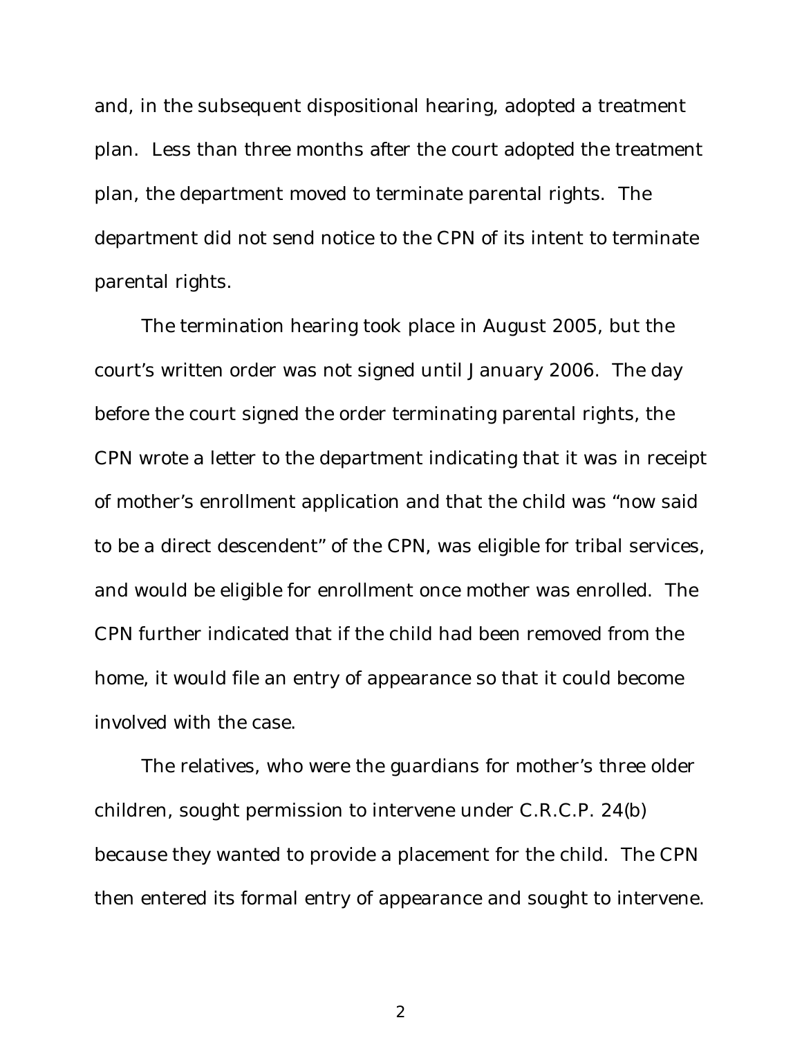and, in the subsequent dispositional hearing, adopted a treatment plan. Less than three months after the court adopted the treatment plan, the department moved to terminate parental rights. The department did not send notice to the CPN of its intent to terminate parental rights.

The termination hearing took place in August 2005, but the court's written order was not signed until January 2006. The day before the court signed the order terminating parental rights, the CPN wrote a letter to the department indicating that it was in receipt of mother's enrollment application and that the child was "now said to be a direct descendent" of the CPN, was eligible for tribal services, and would be eligible for enrollment once mother was enrolled. The CPN further indicated that if the child had been removed from the home, it would file an entry of appearance so that it could become involved with the case.

The relatives, who were the guardians for mother's three older children, sought permission to intervene under C.R.C.P. 24(b) because they wanted to provide a placement for the child. The CPN then entered its formal entry of appearance and sought to intervene.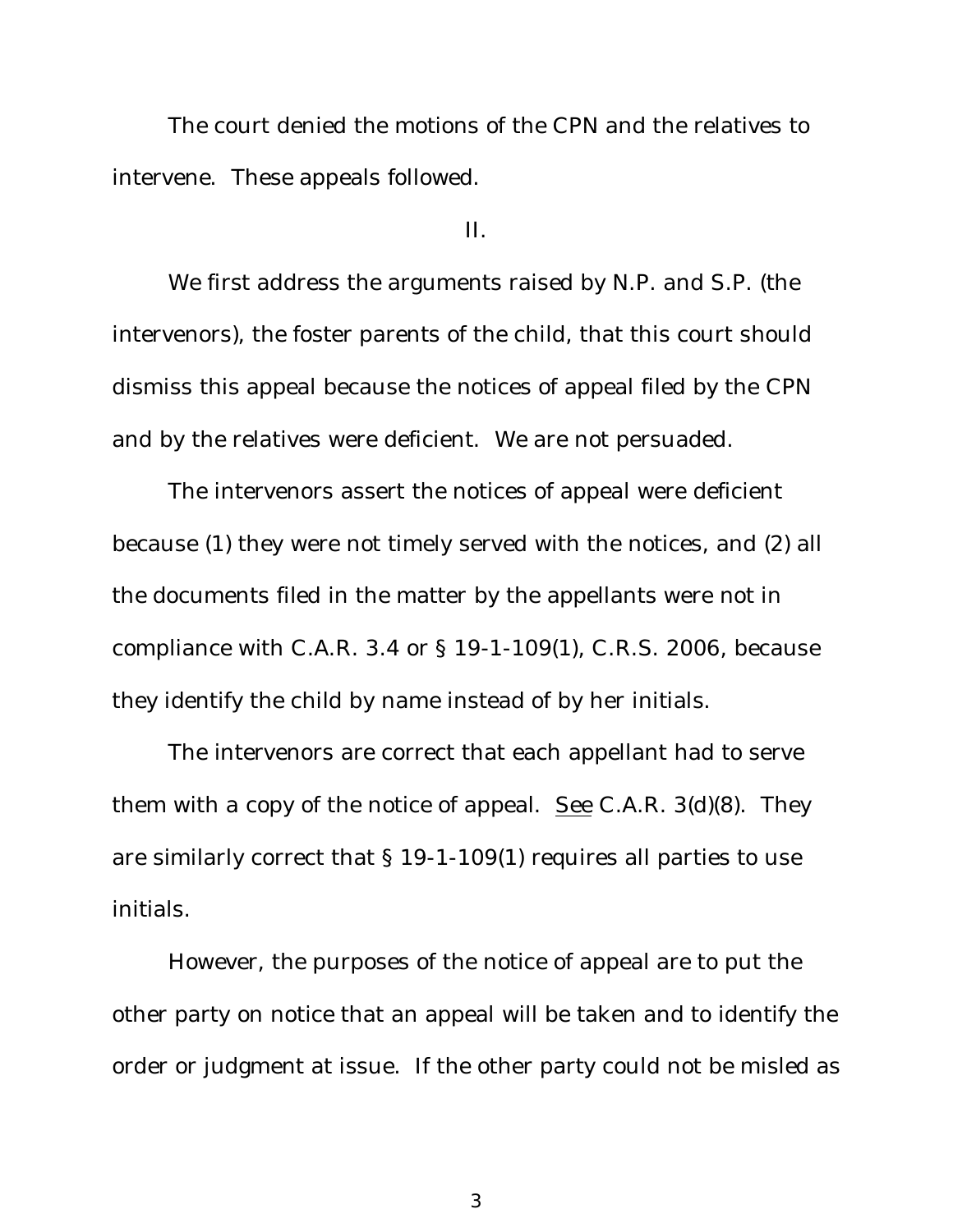The court denied the motions of the CPN and the relatives to intervene. These appeals followed.

II.

We first address the arguments raised by N.P. and S.P. (the intervenors), the foster parents of the child, that this court should dismiss this appeal because the notices of appeal filed by the CPN and by the relatives were deficient. We are not persuaded.

The intervenors assert the notices of appeal were deficient because (1) they were not timely served with the notices, and (2) all the documents filed in the matter by the appellants were not in compliance with C.A.R. 3.4 or § 19-1-109(1), C.R.S. 2006, because they identify the child by name instead of by her initials.

The intervenors are correct that each appellant had to serve them with a copy of the notice of appeal. See C.A.R. 3(d)(8). They are similarly correct that § 19-1-109(1) requires all parties to use initials.

However, the purposes of the notice of appeal are to put the other party on notice that an appeal will be taken and to identify the order or judgment at issue. If the other party could not be misled as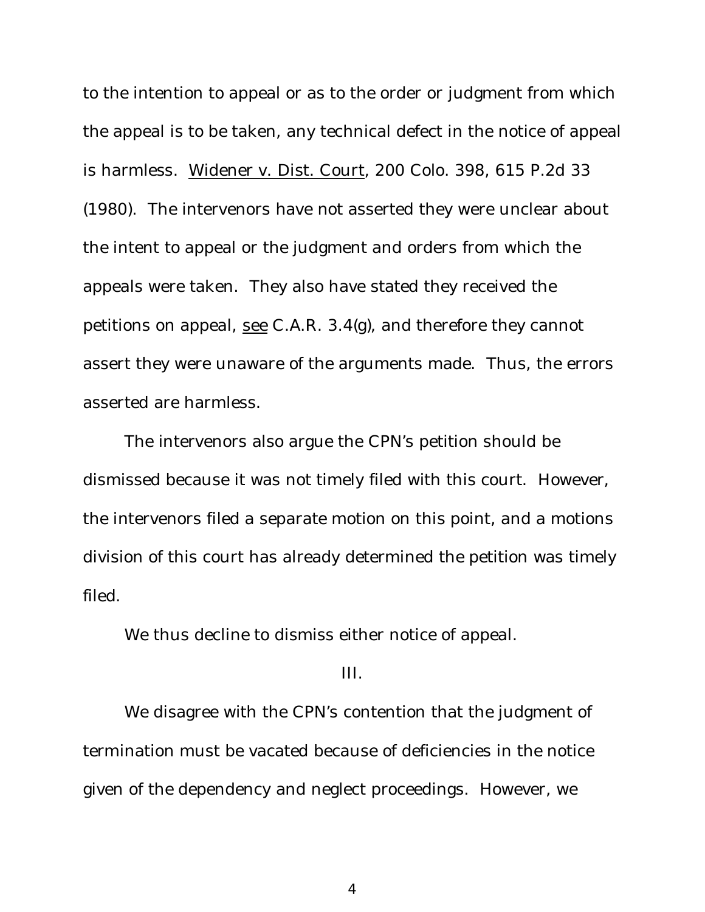to the intention to appeal or as to the order or judgment from which the appeal is to be taken, any technical defect in the notice of appeal is harmless. Widener v. Dist. Court, 200 Colo. 398, 615 P.2d 33 (1980). The intervenors have not asserted they were unclear about the intent to appeal or the judgment and orders from which the appeals were taken. They also have stated they received the petitions on appeal, *see* C.A.R. 3.4(g), and therefore they cannot assert they were unaware of the arguments made. Thus, the errors asserted are harmless.

The intervenors also argue the CPN's petition should be dismissed because it was not timely filed with this court. However, the intervenors filed a separate motion on this point, and a motions division of this court has already determined the petition was timely filed.

We thus decline to dismiss either notice of appeal.

III.

We disagree with the CPN's contention that the judgment of termination must be vacated because of deficiencies in the notice given of the dependency and neglect proceedings. However, we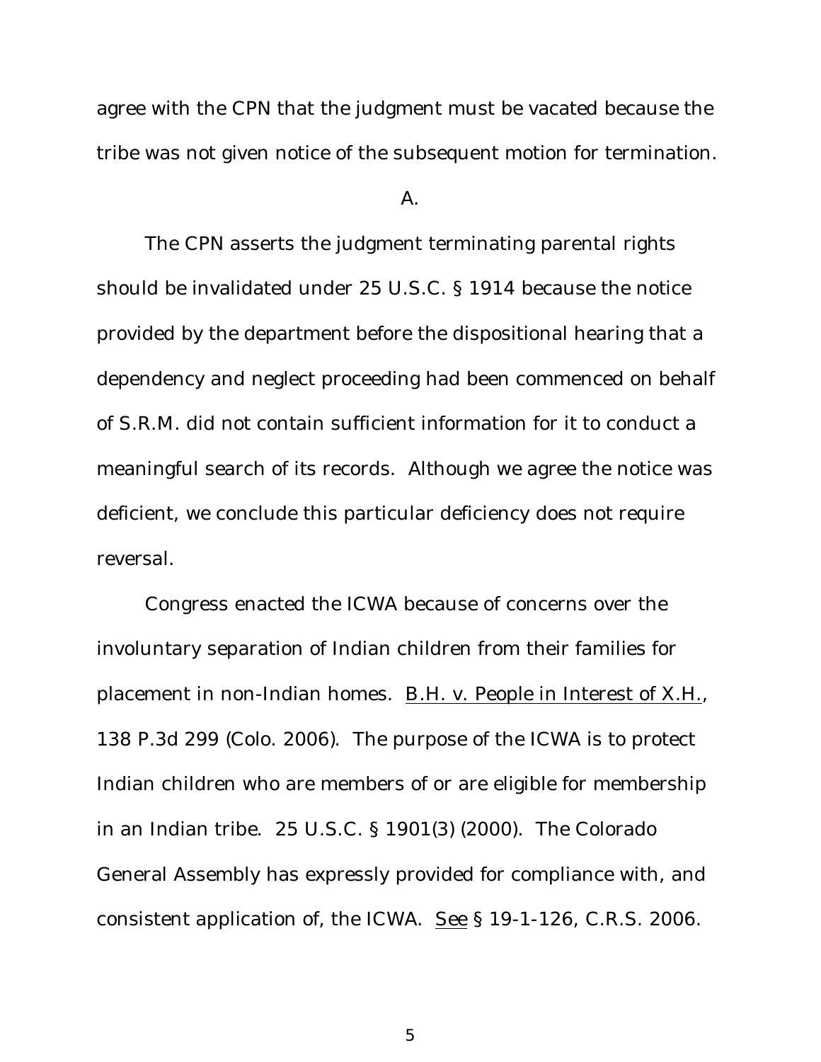agree with the CPN that the judgment must be vacated because the tribe was not given notice of the subsequent motion for termination.

A.

The CPN asserts the judgment terminating parental rights should be invalidated under 25 U.S.C. § 1914 because the notice provided by the department before the dispositional hearing that a dependency and neglect proceeding had been commenced on behalf of S.R.M. did not contain sufficient information for it to conduct a meaningful search of its records. Although we agree the notice was deficient, we conclude this particular deficiency does not require reversal.

Congress enacted the ICWA because of concerns over the involuntary separation of Indian children from their families for placement in non-Indian homes. B.H. v. People in Interest of X.H., 138 P.3d 299 (Colo. 2006). The purpose of the ICWA is to protect Indian children who are members of or are eligible for membership in an Indian tribe. 25 U.S.C. § 1901(3) (2000). The Colorado General Assembly has expressly provided for compliance with, and consistent application of, the ICWA. See § 19-1-126, C.R.S. 2006.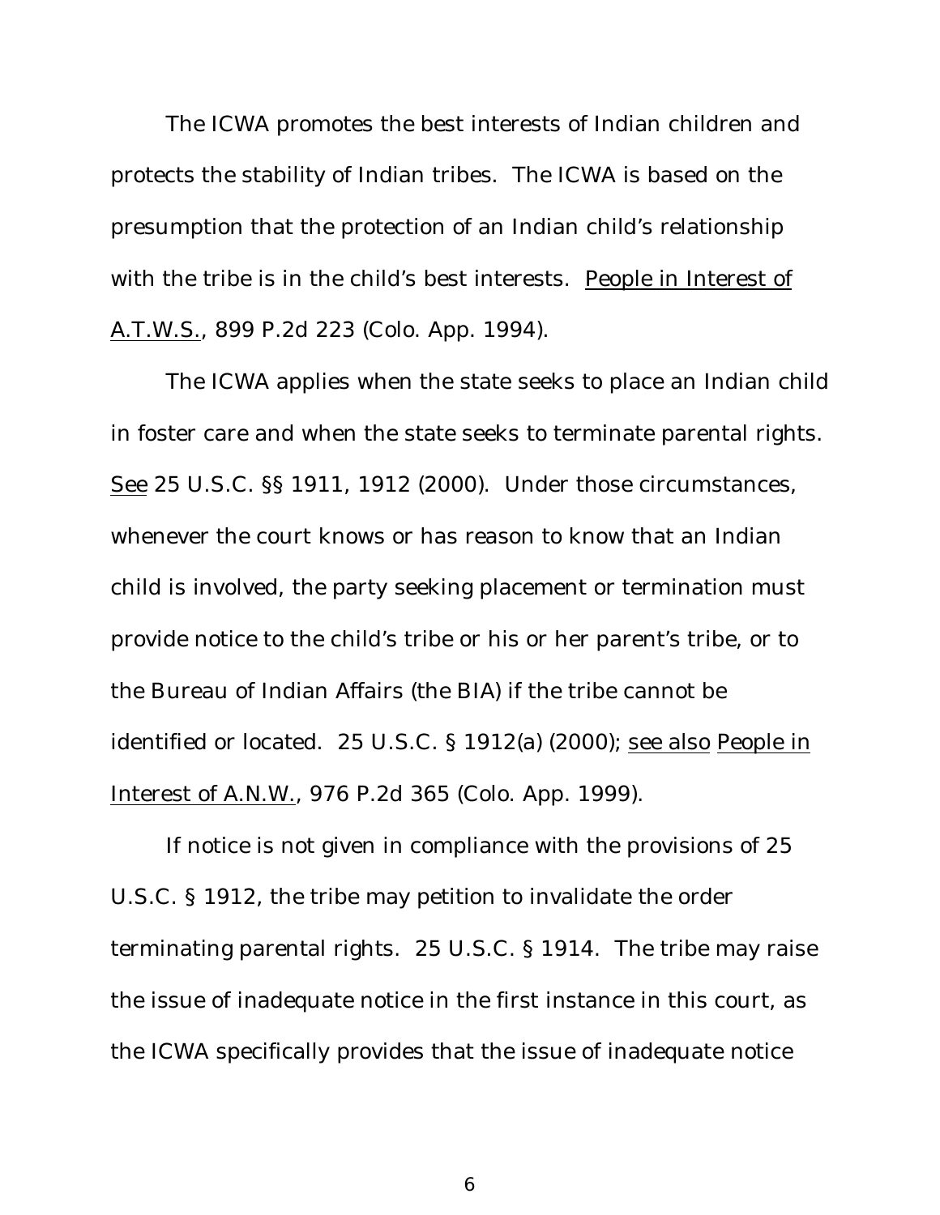The ICWA promotes the best interests of Indian children and protects the stability of Indian tribes. The ICWA is based on the presumption that the protection of an Indian child's relationship with the tribe is in the child's best interests. People in Interest of A.T.W.S., 899 P.2d 223 (Colo. App. 1994).

The ICWA applies when the state seeks to place an Indian child in foster care and when the state seeks to terminate parental rights. See 25 U.S.C. §§ 1911, 1912 (2000). Under those circumstances, whenever the court knows or has reason to know that an Indian child is involved, the party seeking placement or termination must provide notice to the child's tribe or his or her parent's tribe, or to the Bureau of Indian Affairs (the BIA) if the tribe cannot be identified or located. 25 U.S.C. § 1912(a) (2000); see also People in Interest of A.N.W., 976 P.2d 365 (Colo. App. 1999).

If notice is not given in compliance with the provisions of 25 U.S.C. § 1912, the tribe may petition to invalidate the order terminating parental rights. 25 U.S.C. § 1914. The tribe may raise the issue of inadequate notice in the first instance in this court, as the ICWA specifically provides that the issue of inadequate notice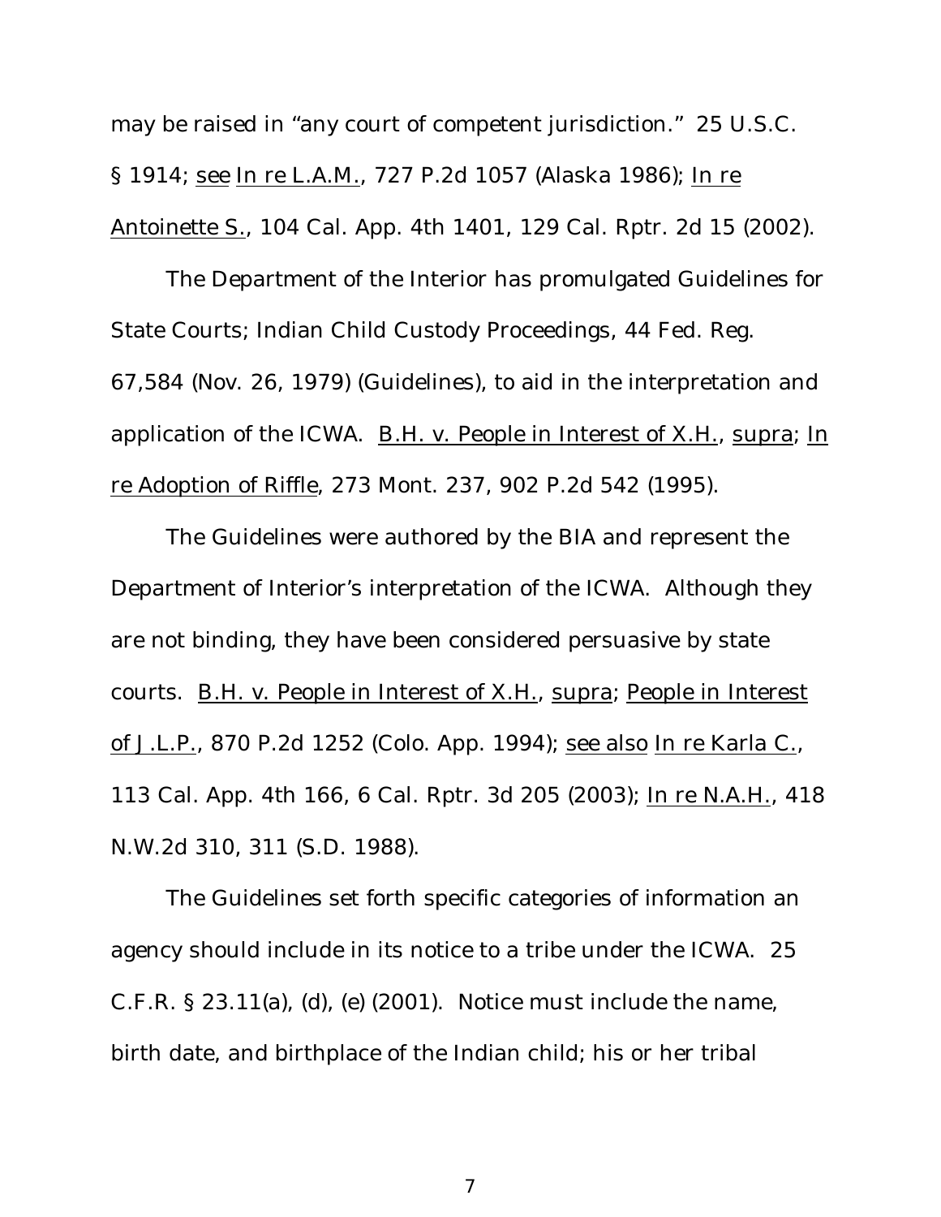may be raised in "any court of competent jurisdiction." 25 U.S.C. § 1914; see In re L.A.M., 727 P.2d 1057 (Alaska 1986); In re Antoinette S., 104 Cal. App. 4th 1401, 129 Cal. Rptr. 2d 15 (2002).

The Department of the Interior has promulgated Guidelines for State Courts; Indian Child Custody Proceedings, 44 Fed. Reg. 67,584 (Nov. 26, 1979) (Guidelines), to aid in the interpretation and application of the ICWA. B.H. v. People in Interest of X.H., supra; In re Adoption of Riffle, 273 Mont. 237, 902 P.2d 542 (1995).

The Guidelines were authored by the BIA and represent the Department of Interior's interpretation of the ICWA. Although they are not binding, they have been considered persuasive by state courts. B.H. v. People in Interest of X.H., supra; People in Interest of J.L.P., 870 P.2d 1252 (Colo. App. 1994); see also In re Karla C., 113 Cal. App. 4th 166, 6 Cal. Rptr. 3d 205 (2003); In re N.A.H., 418 N.W.2d 310, 311 (S.D. 1988).

The Guidelines set forth specific categories of information an agency should include in its notice to a tribe under the ICWA. 25 C.F.R. § 23.11(a), (d), (e) (2001). Notice must include the name, birth date, and birthplace of the Indian child; his or her tribal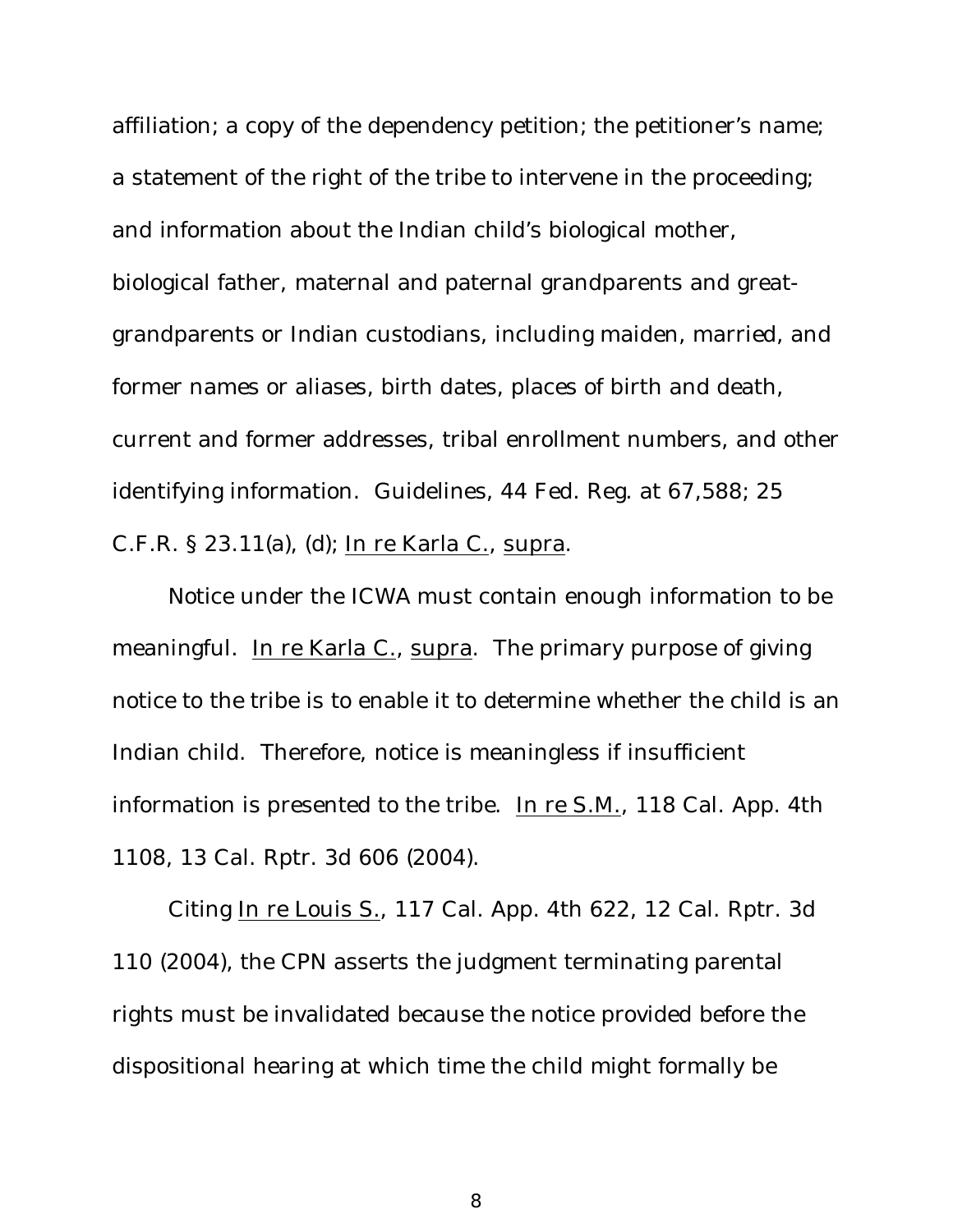affiliation; a copy of the dependency petition; the petitioner's name; a statement of the right of the tribe to intervene in the proceeding; and information about the Indian child's biological mother, biological father, maternal and paternal grandparents and great-grandparents or Indian custodians, including maiden, married, and former names or aliases, birth dates, places of birth and death, current and former addresses, tribal enrollment numbers, and other identifying information. Guidelines, 44 Fed. Reg. at 67,588; 25 C.F.R. § 23.11(a), (d); In re Karla C., supra.

Notice under the ICWA must contain enough information to be meaningful. In re Karla C., supra. The primary purpose of giving notice to the tribe is to enable it to determine whether the child is an Indian child. Therefore, notice is meaningless if insufficient information is presented to the tribe. In re S.M., 118 Cal. App. 4th 1108, 13 Cal. Rptr. 3d 606 (2004).

Citing In re Louis S., 117 Cal. App. 4th 622, 12 Cal. Rptr. 3d 110 (2004), the CPN asserts the judgment terminating parental rights must be invalidated because the notice provided before the dispositional hearing at which time the child might formally be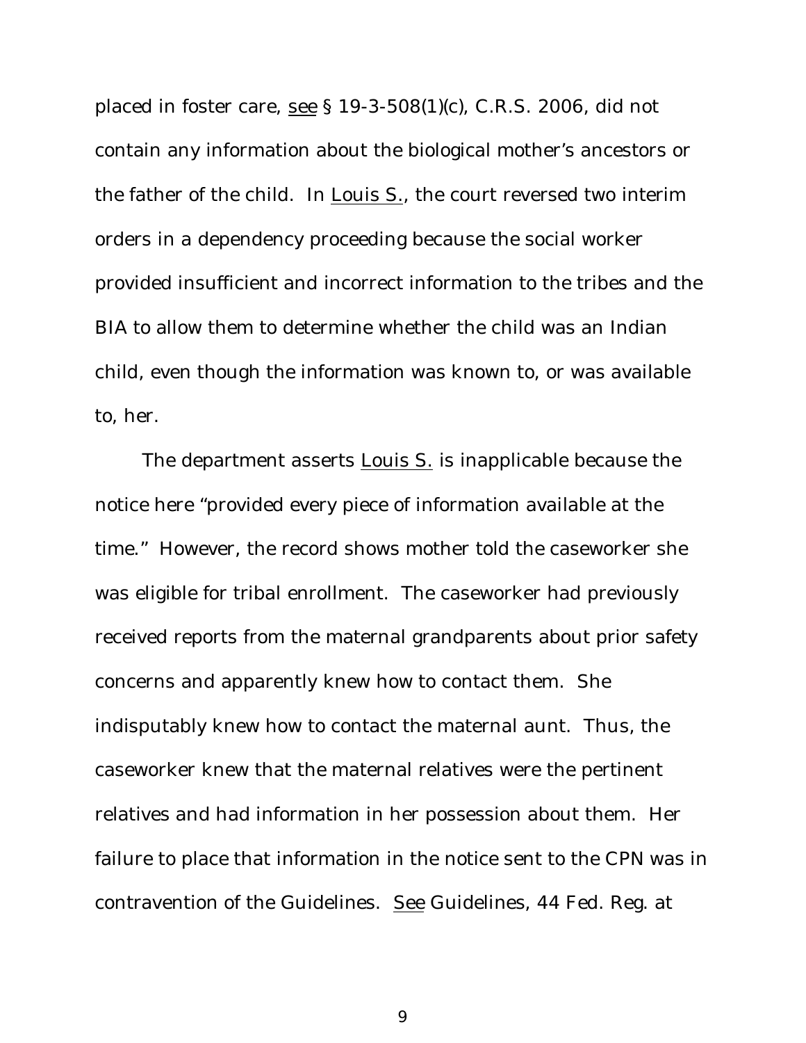placed in foster care, see § 19-3-508(1)(c), C.R.S. 2006, did not contain any information about the biological mother's ancestors or the father of the child. In Louis S., the court reversed two interim orders in a dependency proceeding because the social worker provided insufficient and incorrect information to the tribes and the BIA to allow them to determine whether the child was an Indian child, even though the information was known to, or was available to, her.

The department asserts Louis S. is inapplicable because the notice here "provided every piece of information available at the time." However, the record shows mother told the caseworker she was eligible for tribal enrollment. The caseworker had previously received reports from the maternal grandparents about prior safety concerns and apparently knew how to contact them. She indisputably knew how to contact the maternal aunt. Thus, the caseworker knew that the maternal relatives were the pertinent relatives and had information in her possession about them. Her failure to place that information in the notice sent to the CPN was in contravention of the Guidelines. See Guidelines, 44 Fed. Reg. at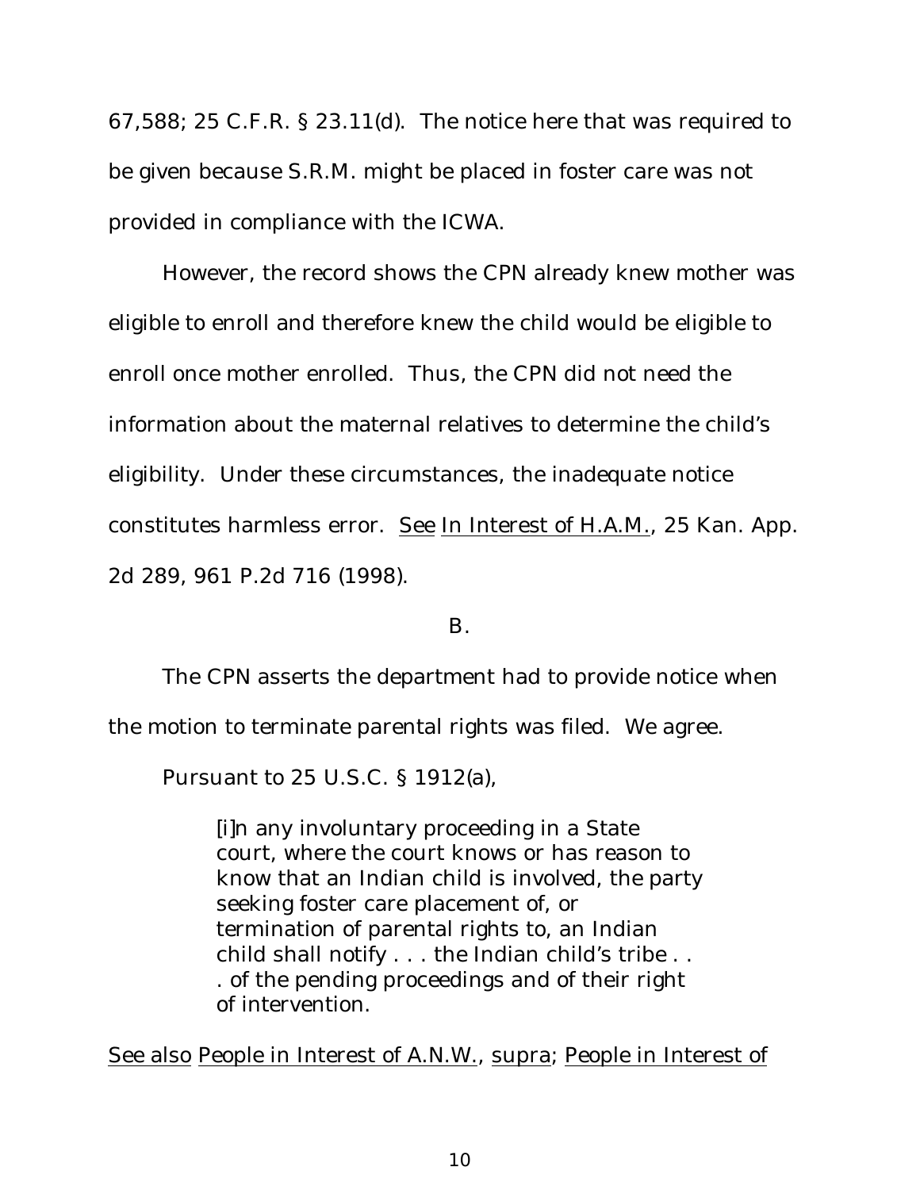67,588; 25 C.F.R. § 23.11(d). The notice here that was required to be given because S.R.M. might be placed in foster care was not provided in compliance with the ICWA.

However, the record shows the CPN already knew mother was eligible to enroll and therefore knew the child would be eligible to enroll once mother enrolled. Thus, the CPN did not need the information about the maternal relatives to determine the child's eligibility. Under these circumstances, the inadequate notice constitutes harmless error. See In Interest of H.A.M., 25 Kan. App. 2d 289, 961 P.2d 716 (1998).

B.

The CPN asserts the department had to provide notice when the motion to terminate parental rights was filed. We agree.

Pursuant to 25 U.S.C. § 1912(a),

> [i]n any involuntary proceeding in a State court, where the court knows or has reason to know that an Indian child is involved, the party seeking foster care placement of, or termination of parental rights to, an Indian child shall notify . . . the Indian child's tribe . . . of the pending proceedings and of their right of intervention.

See also People in Interest of A.N.W., supra; People in Interest of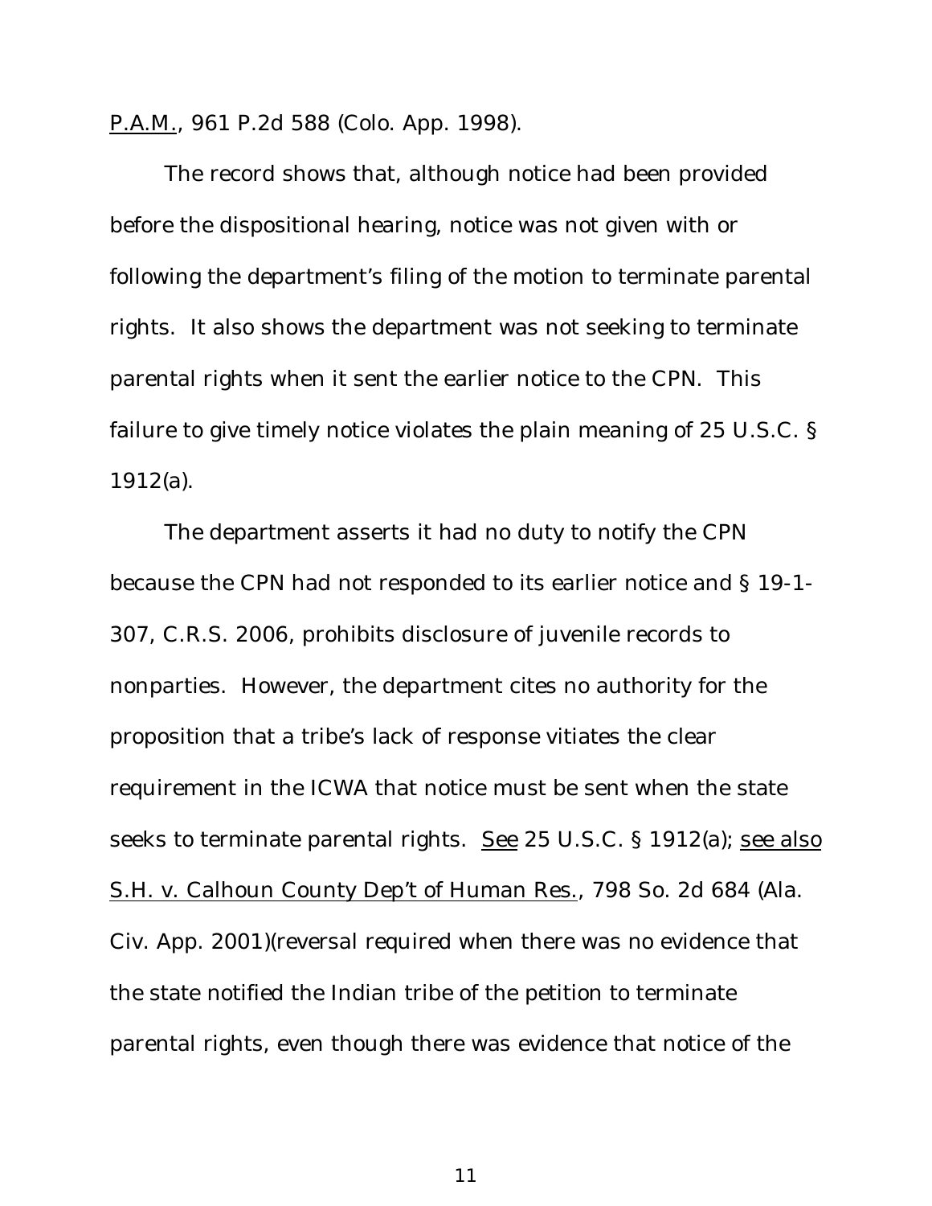P.A.M., 961 P.2d 588 (Colo. App. 1998).

The record shows that, although notice had been provided before the dispositional hearing, notice was not given with or following the department's filing of the motion to terminate parental rights. It also shows the department was not seeking to terminate parental rights when it sent the earlier notice to the CPN. This failure to give timely notice violates the plain meaning of 25 U.S.C. § 1912(a).

The department asserts it had no duty to notify the CPN because the CPN had not responded to its earlier notice and § 19-1-307, C.R.S. 2006, prohibits disclosure of juvenile records to nonparties. However, the department cites no authority for the proposition that a tribe's lack of response vitiates the clear requirement in the ICWA that notice must be sent when the state seeks to terminate parental rights. See 25 U.S.C. § 1912(a); see also S.H. v. Calhoun County Dep't of Human Res., 798 So. 2d 684 (Ala. Civ. App. 2001)(reversal required when there was no evidence that the state notified the Indian tribe of the petition to terminate parental rights, even though there was evidence that notice of the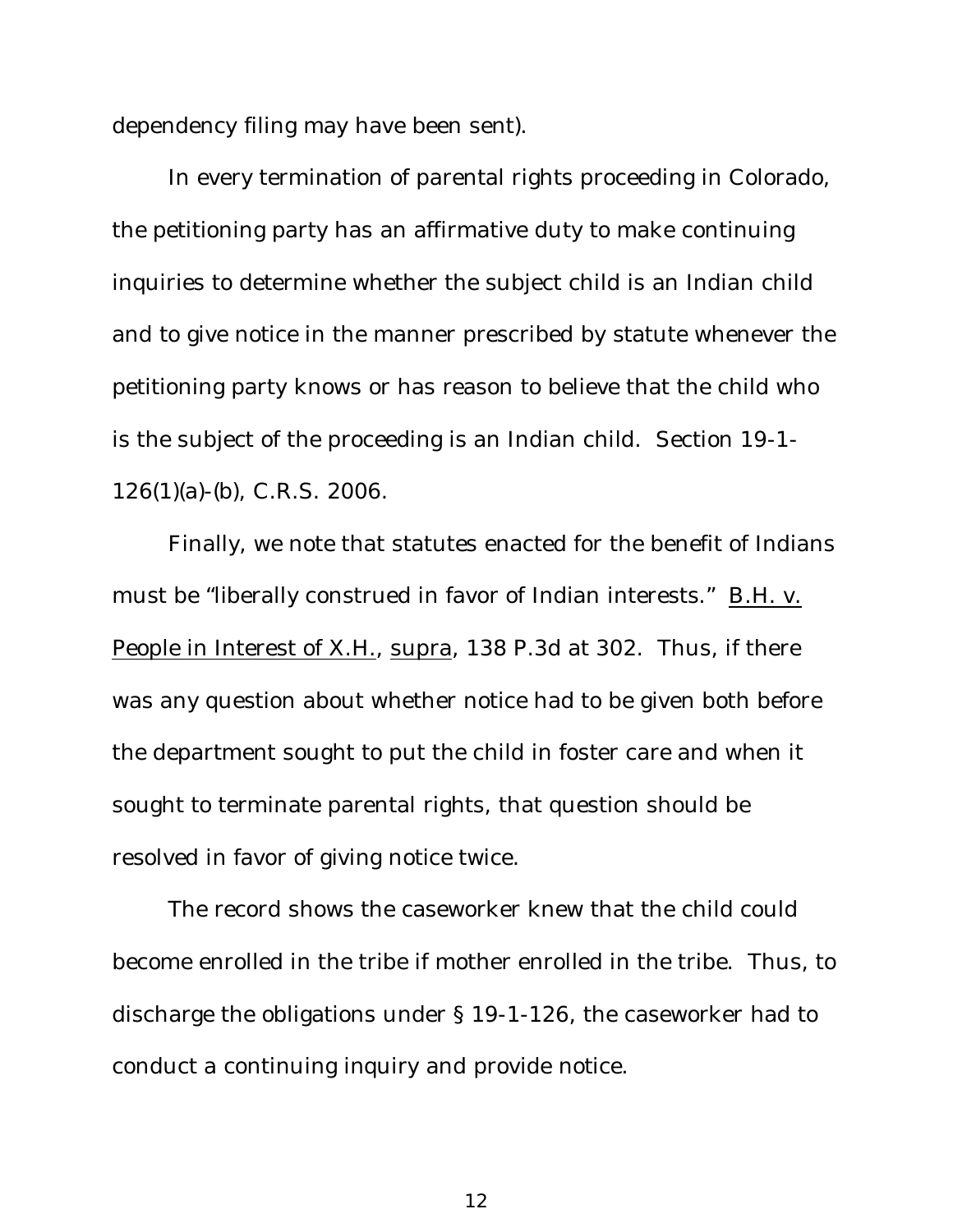dependency filing may have been sent).

In every termination of parental rights proceeding in Colorado, the petitioning party has an affirmative duty to make continuing inquiries to determine whether the subject child is an Indian child and to give notice in the manner prescribed by statute whenever the petitioning party knows or has reason to believe that the child who is the subject of the proceeding is an Indian child. Section 19-1-126(1)(a)-(b), C.R.S. 2006.

Finally, we note that statutes enacted for the benefit of Indians must be "liberally construed in favor of Indian interests." B.H. v. People in Interest of X.H., supra, 138 P.3d at 302. Thus, if there was any question about whether notice had to be given both before the department sought to put the child in foster care and when it sought to terminate parental rights, that question should be resolved in favor of giving notice twice.

The record shows the caseworker knew that the child could become enrolled in the tribe if mother enrolled in the tribe. Thus, to discharge the obligations under § 19-1-126, the caseworker had to conduct a continuing inquiry and provide notice.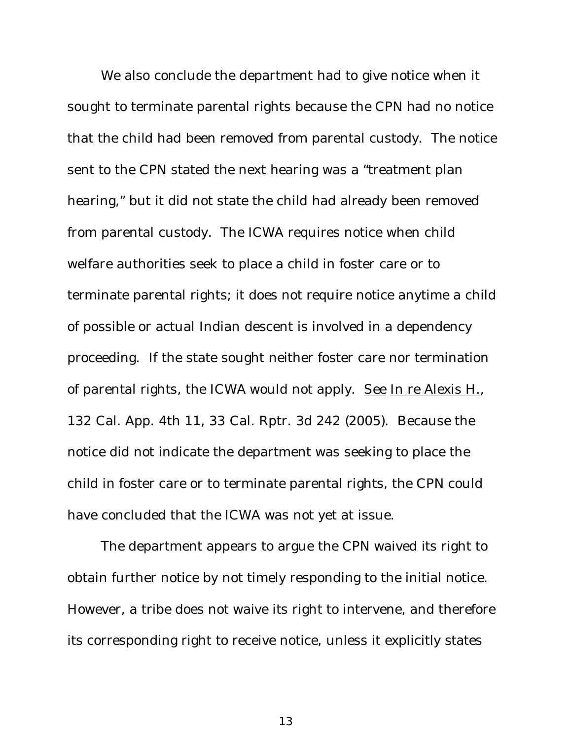We also conclude the department had to give notice when it sought to terminate parental rights because the CPN had no notice that the child had been removed from parental custody. The notice sent to the CPN stated the next hearing was a "treatment plan hearing," but it did not state the child had already been removed from parental custody. The ICWA requires notice when child welfare authorities seek to place a child in foster care or to terminate parental rights; it does not require notice anytime a child of possible or actual Indian descent is involved in a dependency proceeding. If the state sought neither foster care nor termination of parental rights, the ICWA would not apply. See In re Alexis H., 132 Cal. App. 4th 11, 33 Cal. Rptr. 3d 242 (2005). Because the notice did not indicate the department was seeking to place the child in foster care or to terminate parental rights, the CPN could have concluded that the ICWA was not yet at issue.

The department appears to argue the CPN waived its right to obtain further notice by not timely responding to the initial notice. However, a tribe does not waive its right to intervene, and therefore its corresponding right to receive notice, unless it explicitly states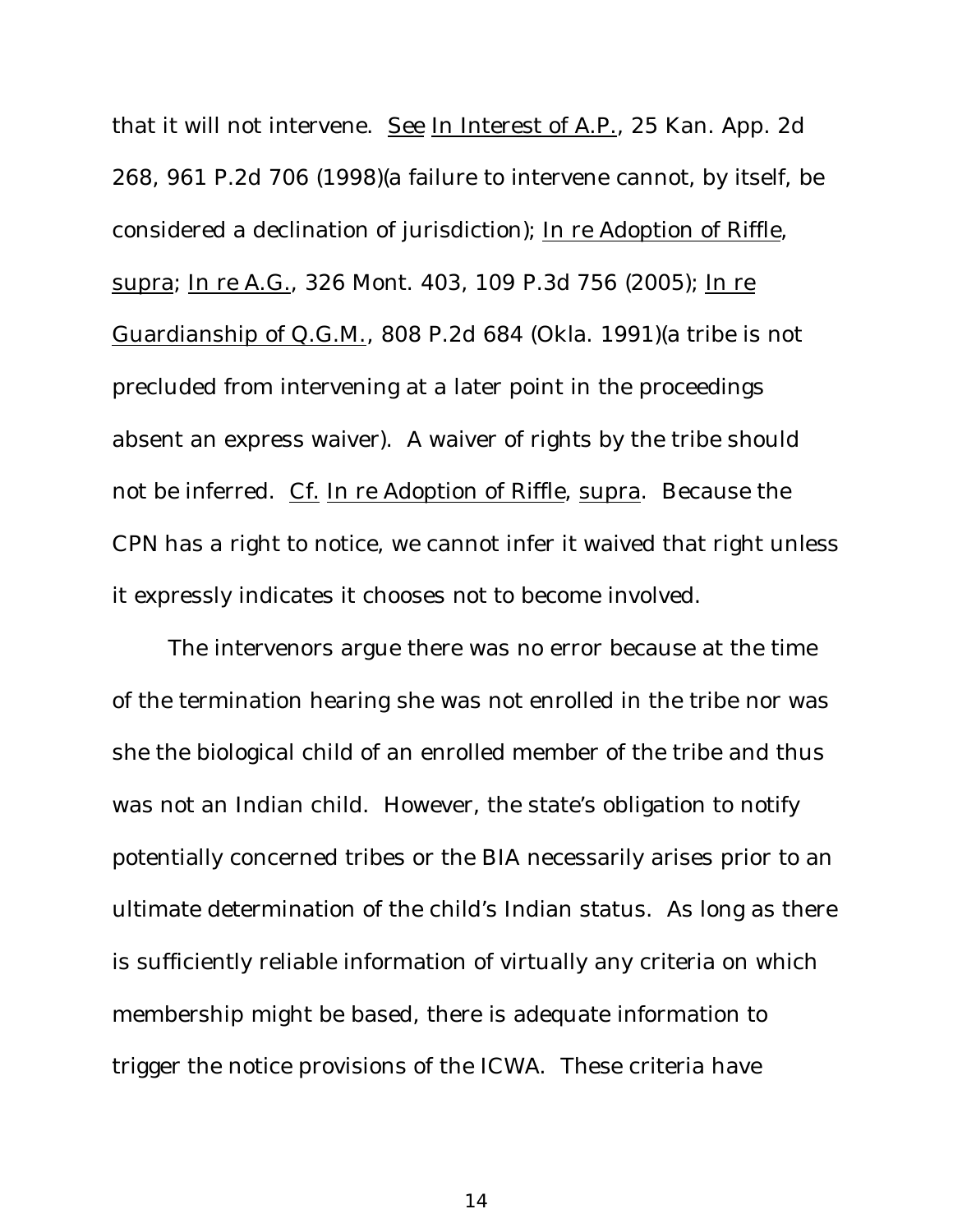that it will not intervene. See In Interest of A.P., 25 Kan. App. 2d 268, 961 P.2d 706 (1998)(a failure to intervene cannot, by itself, be considered a declination of jurisdiction); In re Adoption of Riffle, supra; In re A.G., 326 Mont. 403, 109 P.3d 756 (2005); In re Guardianship of Q.G.M., 808 P.2d 684 (Okla. 1991)(a tribe is not precluded from intervening at a later point in the proceedings absent an express waiver). A waiver of rights by the tribe should not be inferred. Cf. In re Adoption of Riffle, supra. Because the CPN has a right to notice, we cannot infer it waived that right unless it expressly indicates it chooses not to become involved.

The intervenors argue there was no error because at the time of the termination hearing she was not enrolled in the tribe nor was she the biological child of an enrolled member of the tribe and thus was not an Indian child. However, the state's obligation to notify potentially concerned tribes or the BIA necessarily arises prior to an ultimate determination of the child's Indian status. As long as there is sufficiently reliable information of virtually any criteria on which membership might be based, there is adequate information to trigger the notice provisions of the ICWA. These criteria have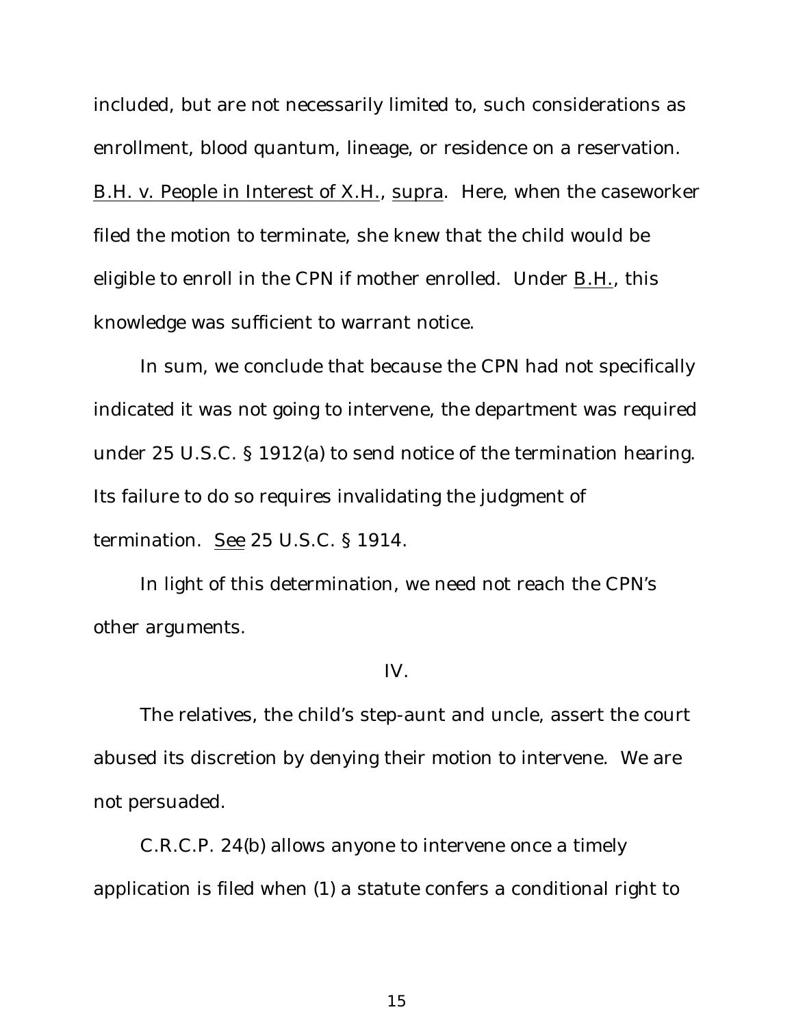included, but are not necessarily limited to, such considerations as enrollment, blood quantum, lineage, or residence on a reservation. B.H. v. People in Interest of X.H., supra. Here, when the caseworker filed the motion to terminate, she knew that the child would be eligible to enroll in the CPN if mother enrolled. Under B.H., this knowledge was sufficient to warrant notice.

In sum, we conclude that because the CPN had not specifically indicated it was not going to intervene, the department was required under 25 U.S.C. § 1912(a) to send notice of the termination hearing. Its failure to do so requires invalidating the judgment of termination. *See* 25 U.S.C. § 1914.

In light of this determination, we need not reach the CPN's other arguments.

IV.

The relatives, the child's step-aunt and uncle, assert the court abused its discretion by denying their motion to intervene. We are not persuaded.

C.R.C.P. 24(b) allows anyone to intervene once a timely application is filed when (1) a statute confers a conditional right to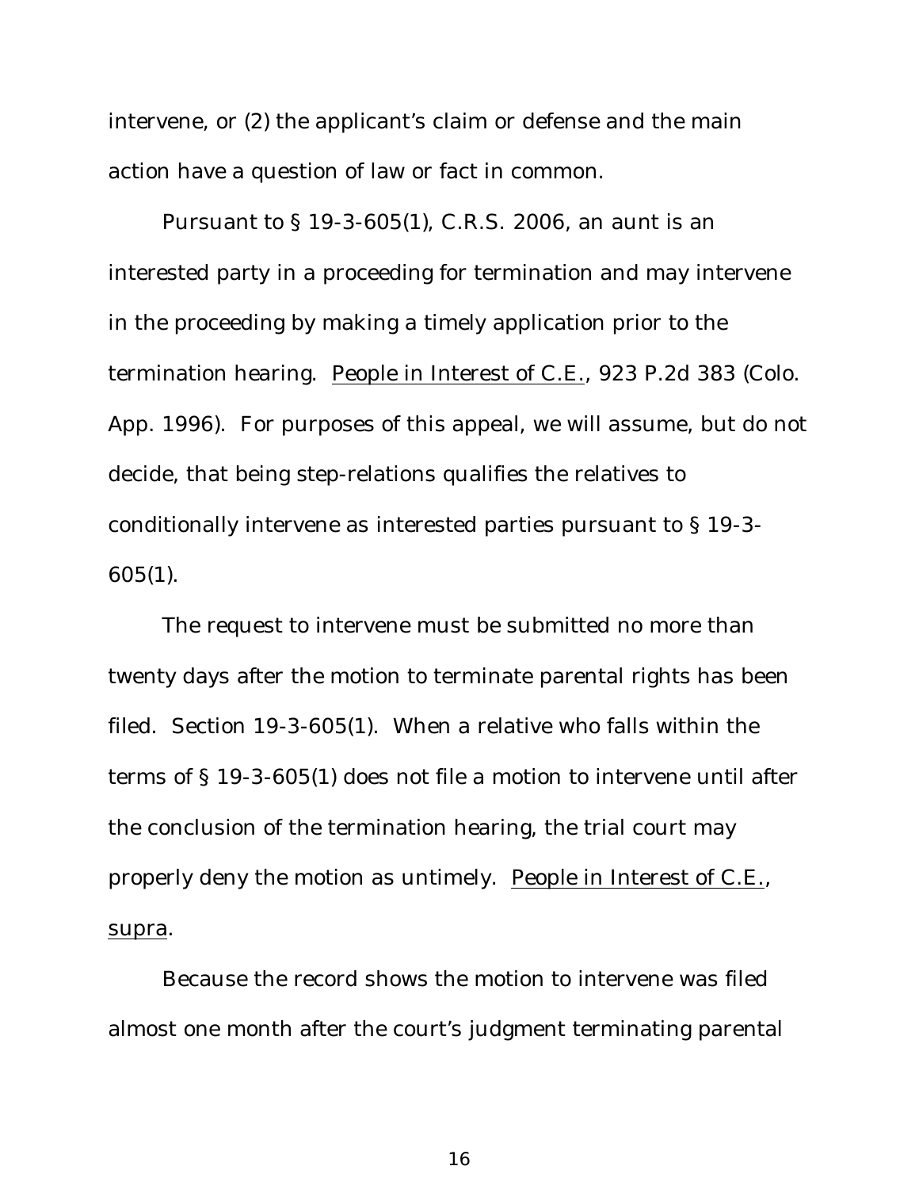intervene, or (2) the applicant's claim or defense and the main action have a question of law or fact in common.

Pursuant to § 19-3-605(1), C.R.S. 2006, an aunt is an interested party in a proceeding for termination and may intervene in the proceeding by making a timely application prior to the termination hearing. People in Interest of C.E., 923 P.2d 383 (Colo. App. 1996). For purposes of this appeal, we will assume, but do not decide, that being step-relations qualifies the relatives to conditionally intervene as interested parties pursuant to § 19-3-605(1).

The request to intervene must be submitted no more than twenty days after the motion to terminate parental rights has been filed. Section 19-3-605(1). When a relative who falls within the terms of § 19-3-605(1) does not file a motion to intervene until after the conclusion of the termination hearing, the trial court may properly deny the motion as untimely. People in Interest of C.E., supra.

Because the record shows the motion to intervene was filed almost one month after the court's judgment terminating parental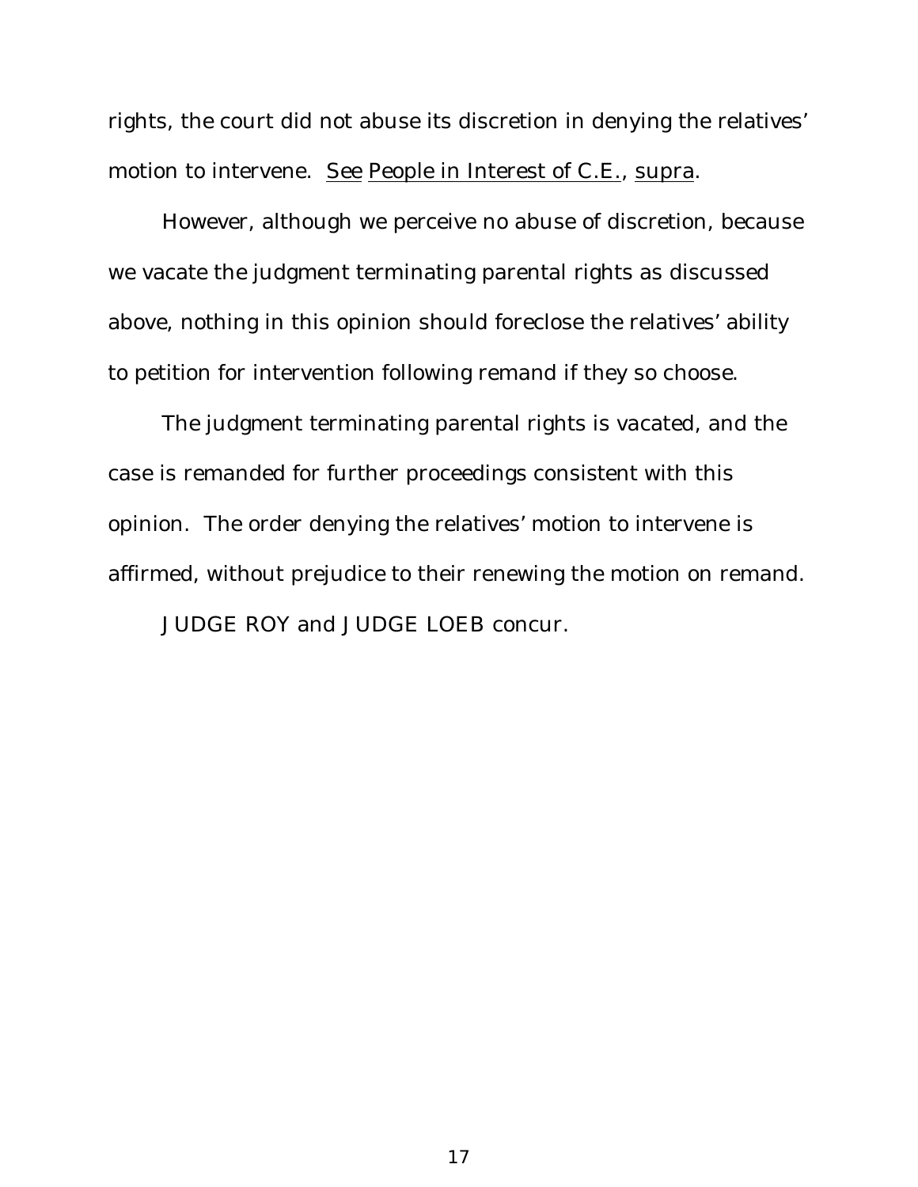rights, the court did not abuse its discretion in denying the relatives' motion to intervene. See People in Interest of C.E., supra.

However, although we perceive no abuse of discretion, because we vacate the judgment terminating parental rights as discussed above, nothing in this opinion should foreclose the relatives' ability to petition for intervention following remand if they so choose.

The judgment terminating parental rights is vacated, and the case is remanded for further proceedings consistent with this opinion. The order denying the relatives' motion to intervene is affirmed, without prejudice to their renewing the motion on remand.

JUDGE ROY and JUDGE LOEB concur.